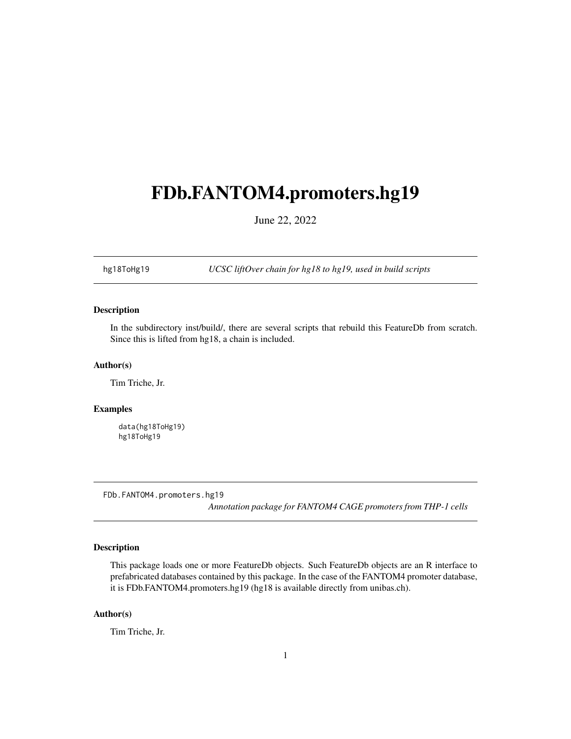# FDb.FANTOM4.promoters.hg19

June 22, 2022

---

`hg18ToHg19` *UCSC liftOver chain for hg18 to hg19, used in build scripts*

---

### Description

In the subdirectory inst/build/, there are several scripts that rebuild this FeatureDb from scratch. Since this is lifted from hg18, a chain is included.

### Author(s)

Tim Triche, Jr.

### Examples

```
data(hg18ToHg19)
hg18ToHg19
```

---

`FDb.FANTOM4.promoters.hg19` *Annotation package for FANTOM4 CAGE promoters from THP-1 cells*

---

### Description

This package loads one or more FeatureDb objects. Such FeatureDb objects are an R interface to prefabricated databases contained by this package. In the case of the FANTOM4 promoter database, it is FDb.FANTOM4.promoters.hg19 (hg18 is available directly from unibas.ch).

### Author(s)

Tim Triche, Jr.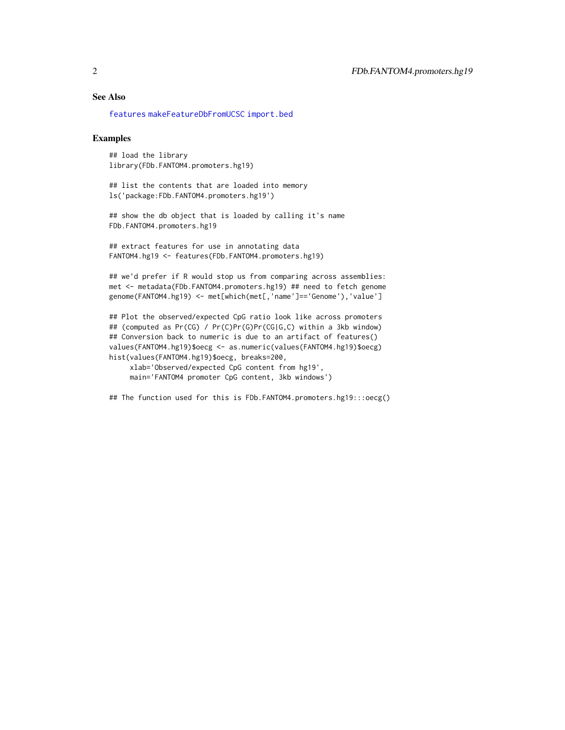## See Also

features makeFeatureDbFromUCSC import.bed

## Examples

```
## load the library
library(FDb.FANTOM4.promoters.hg19)

## list the contents that are loaded into memory
ls('package:FDb.FANTOM4.promoters.hg19')

## show the db object that is loaded by calling it's name
FDb.FANTOM4.promoters.hg19

## extract features for use in annotating data
FANTOM4.hg19 <- features(FDb.FANTOM4.promoters.hg19)

## we'd prefer if R would stop us from comparing across assemblies:
met <- metadata(FDb.FANTOM4.promoters.hg19) ## need to fetch genome
genome(FANTOM4.hg19) <- met[which(met[,'name']=='Genome'),'value']

## Plot the observed/expected CpG ratio look like across promoters
## (computed as Pr(CG) / Pr(C)Pr(G)Pr(CG|G,C) within a 3kb window)
## Conversion back to numeric is due to an artifact of features()
values(FANTOM4.hg19)$oecg <- as.numeric(values(FANTOM4.hg19)$oecg)
hist(values(FANTOM4.hg19)$oecg, breaks=200,
     xlab='Observed/expected CpG content from hg19',
     main='FANTOM4 promoter CpG content, 3kb windows')

## The function used for this is FDb.FANTOM4.promoters.hg19:::oecg()
```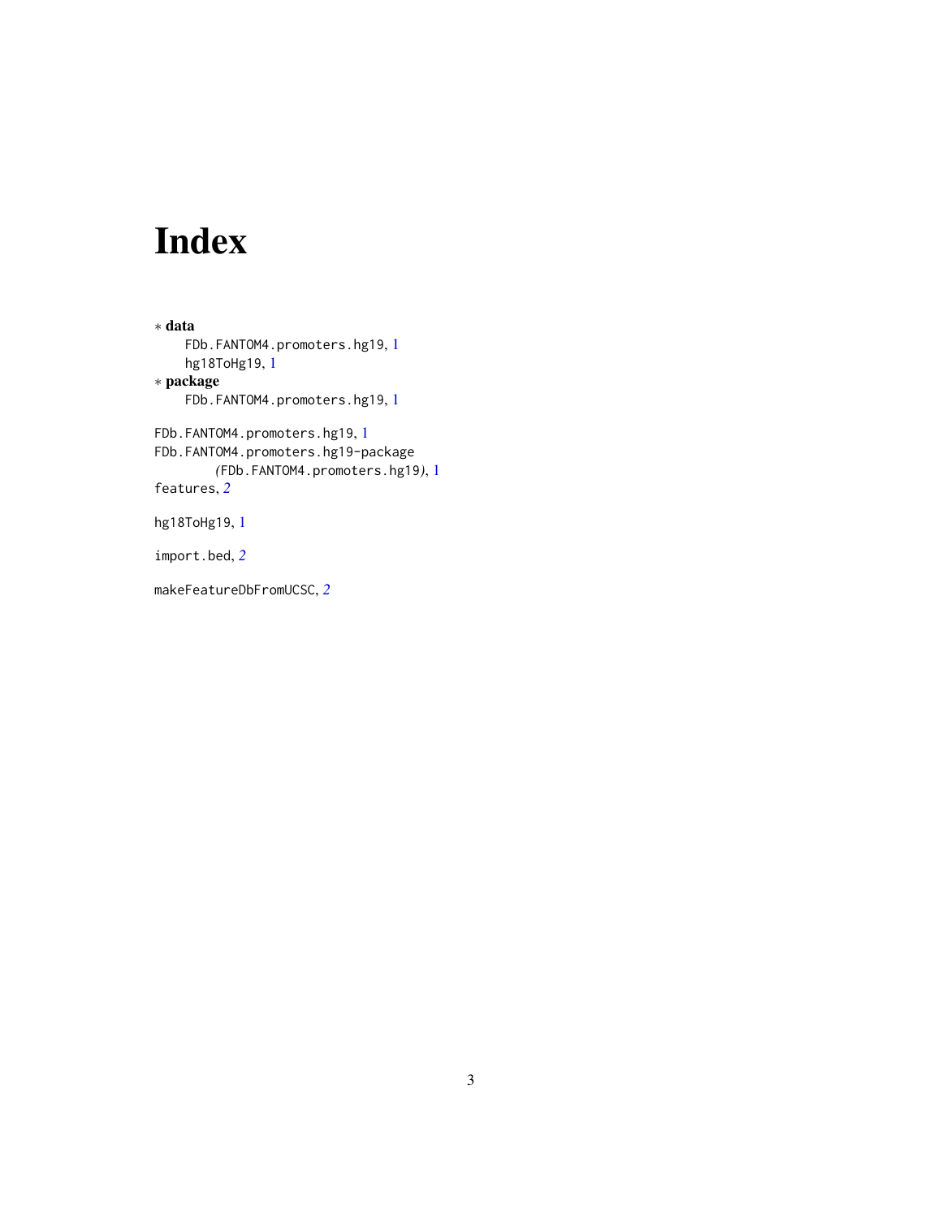# Index

∗ **data**
    FDb.FANTOM4.promoters.hg19, 1
    hg18ToHg19, 1
∗ **package**
    FDb.FANTOM4.promoters.hg19, 1

FDb.FANTOM4.promoters.hg19, 1
FDb.FANTOM4.promoters.hg19-package
        (FDb.FANTOM4.promoters.hg19), 1
features, *2*

hg18ToHg19, 1

import.bed, *2*

makeFeatureDbFromUCSC, *2*